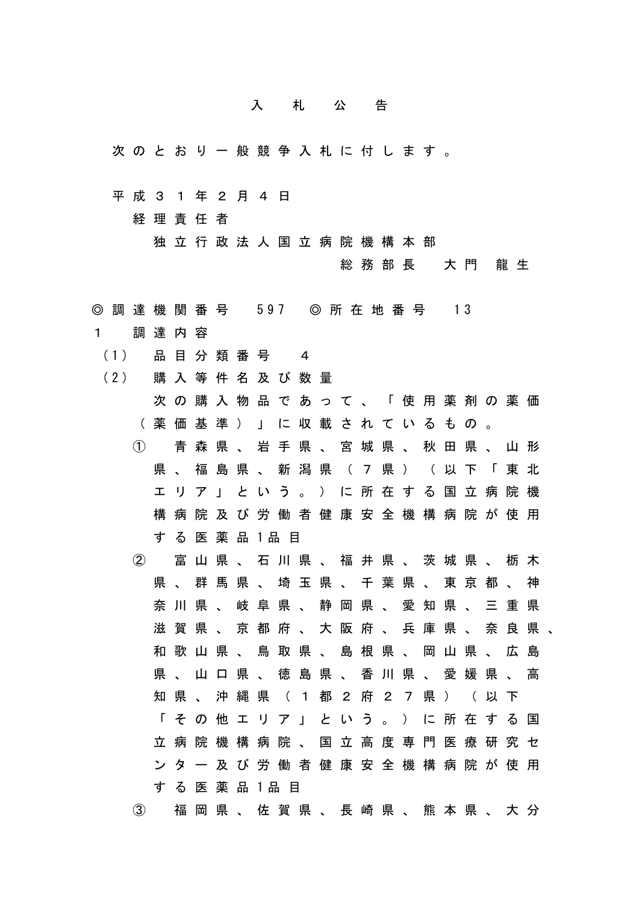# 入札公告

次のとおり一般競争入札に付します。

平成３１年２月４日

経理責任者

独立行政法人国立病院機構本部

総務部長　大門　龍生

◎調達機関番号　597　◎所在地番号　13

１　調達内容

（1）　品目分類番号　４

（2）　購入等件名及び数量

次の購入物品であって、「使用薬剤の薬価（薬価基準）」に収載されているもの。

①　青森県、岩手県、宮城県、秋田県、山形県、福島県、新潟県（７県）（以下「東北エリア」という。）に所在する国立病院機構病院及び労働者健康安全機構病院が使用する医薬品1品目

②　富山県、石川県、福井県、茨城県、栃木県、群馬県、埼玉県、千葉県、東京都、神奈川県、岐阜県、静岡県、愛知県、三重県滋賀県、京都府、大阪府、兵庫県、奈良県、和歌山県、鳥取県、島根県、岡山県、広島県、山口県、徳島県、香川県、愛媛県、高知県、沖縄県（１都２府２７県）（以下「その他エリア」という。）に所在する国立病院機構病院、国立高度専門医療研究センター及び労働者健康安全機構病院が使用する医薬品1品目

③　福岡県、佐賀県、長崎県、熊本県、大分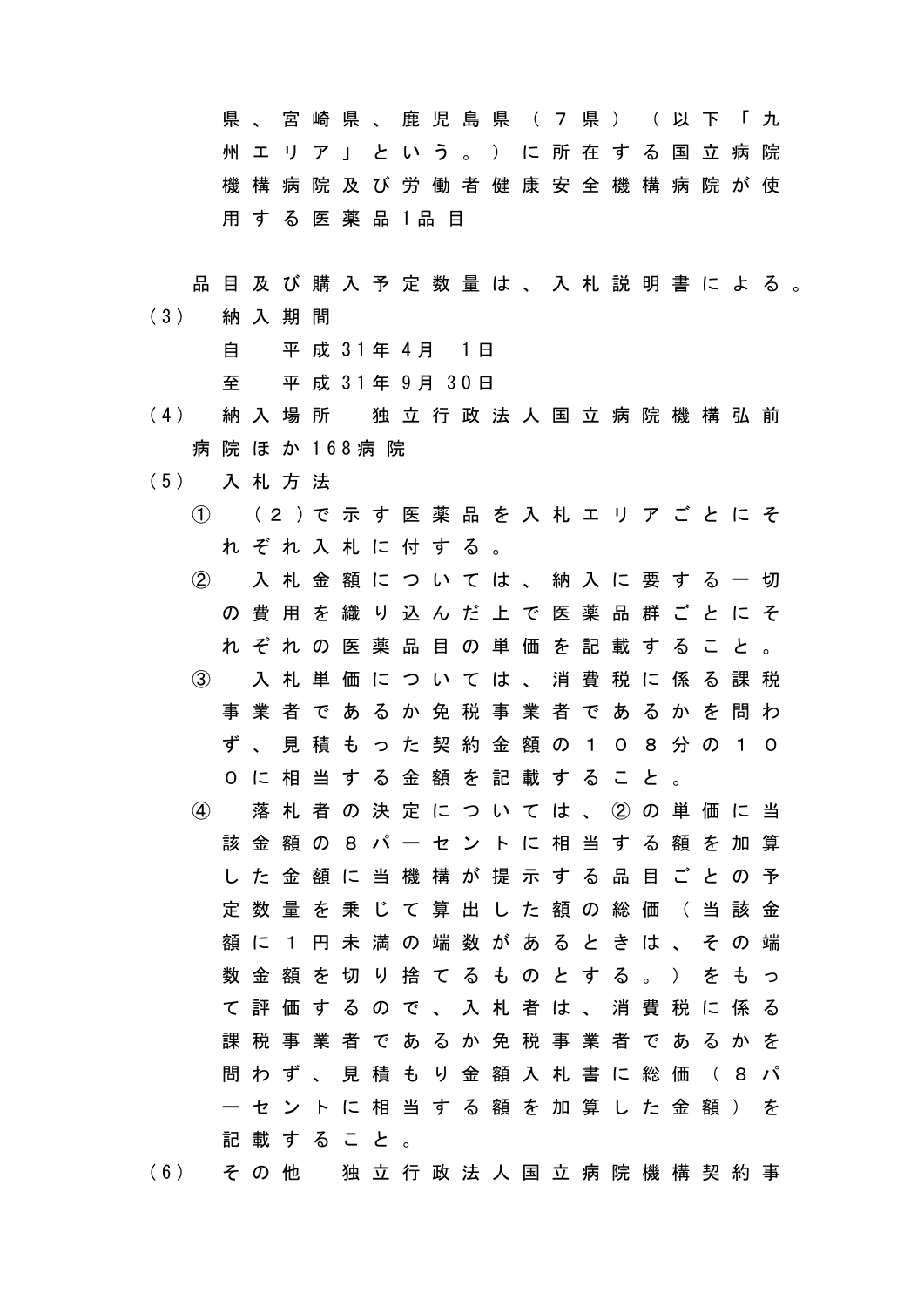県、宮崎県、鹿児島県（７県）（以下「九州エリア」という。）に所在する国立病院機構病院及び労働者健康安全機構病院が使用する医薬品1品目

品目及び購入予定数量は、入札説明書による。

（3） 納入期間

自　平成31年4月　1日

至　平成31年9月 30日

（4） 納入場所　独立行政法人国立病院機構弘前病院ほか168病院

（5） 入札方法

①　（２）で示す医薬品を入札エリアごとにそれぞれ入札に付する。

②　入札金額については、納入に要する一切の費用を織り込んだ上で医薬品群ごとにそれぞれの医薬品目の単価を記載すること。

③　入札単価については、消費税に係る課税事業者であるか免税事業者であるかを問わず、見積もった契約金額の１０８分の１００に相当する金額を記載すること。

④　落札者の決定については、②の単価に当該金額の８パーセントに相当する額を加算した金額に当機構が提示する品目ごとの予定数量を乗じて算出した額の総価（当該金額に１円未満の端数があるときは、その端数金額を切り捨てるものとする。）をもって評価するので、入札者は、消費税に係る課税事業者であるか免税事業者であるかを問わず、見積もり金額入札書に総価（８パーセントに相当する額を加算した金額）を記載すること。

（6） その他　独立行政法人国立病院機構契約事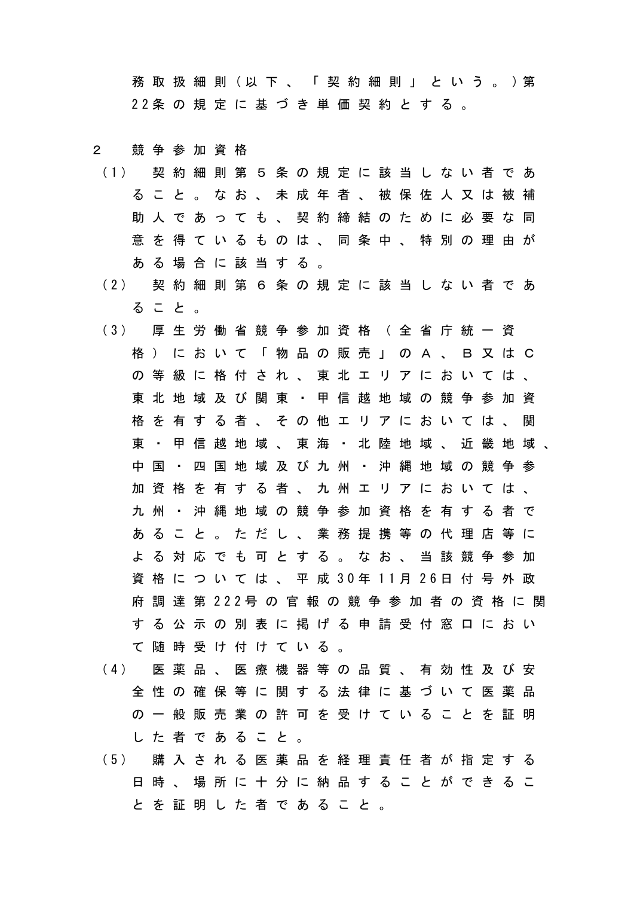務取扱細則（以下、「契約細則」という。）第22条の規定に基づき単価契約とする。

2　競争参加資格

（1）　契約細則第５条の規定に該当しない者であること。なお、未成年者、被保佐人又は被補助人であっても、契約締結のために必要な同意を得ているものは、同条中、特別の理由がある場合に該当する。

（2）　契約細則第６条の規定に該当しない者であること。

（3）　厚生労働省競争参加資格（全省庁統一資格）において「物品の販売」のＡ、Ｂ又はＣの等級に格付され、東北エリアにおいては、東北地域及び関東・甲信越地域の競争参加資格を有する者、その他エリアにおいては、関東・甲信越地域、東海・北陸地域、近畿地域、中国・四国地域及び九州・沖縄地域の競争参加資格を有する者、九州エリアにおいては、九州・沖縄地域の競争参加資格を有する者であること。ただし、業務提携等の代理店等による対応でも可とする。なお、当該競争参加資格については、平成30年11月26日付号外政府調達第222号の官報の競争参加者の資格に関する公示の別表に掲げる申請受付窓口において随時受け付けている。

（4）　医薬品、医療機器等の品質、有効性及び安全性の確保等に関する法律に基づいて医薬品の一般販売業の許可を受けていることを証明した者であること。

（5）　購入される医薬品を経理責任者が指定する日時、場所に十分に納品することができることを証明した者であること。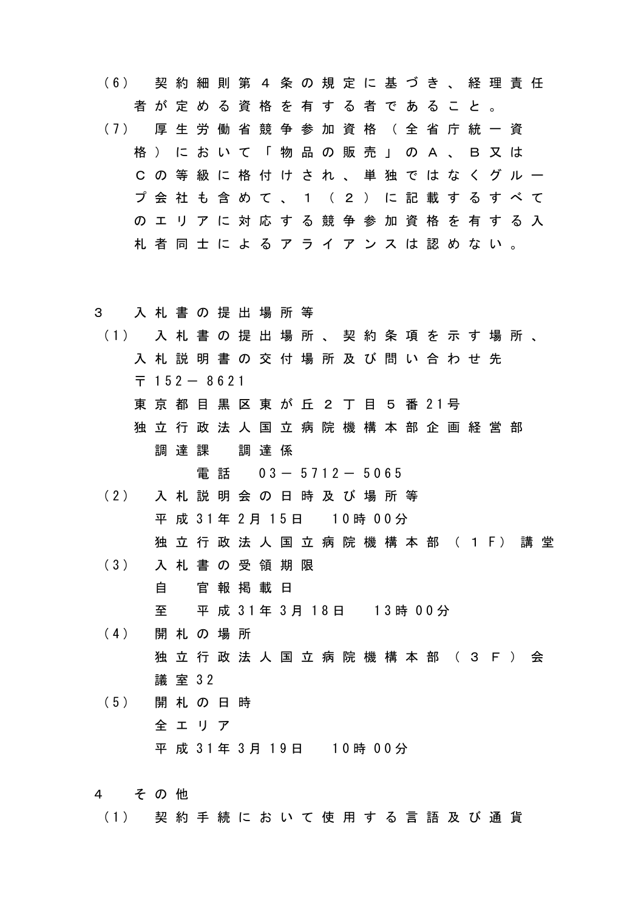（6）　契約細則第４条の規定に基づき、経理責任者が定める資格を有する者であること。

（7）　厚生労働省競争参加資格（全省庁統一資格）において「物品の販売」のＡ、Ｂ又はＣの等級に格付けされ、単独ではなくグループ会社も含めて、１（２）に記載するすべてのエリアに対応する競争参加資格を有する入札者同士によるアライアンスは認めない。

## ３　入札書の提出場所等

（1）　入札書の提出場所、契約条項を示す場所、入札説明書の交付場所及び問い合わせ先

〒152－8621
東京都目黒区東が丘２丁目５番21号
独立行政法人国立病院機構本部企画経営部
　調達課　調達係
　　　電話　03－5712－5065

（2）　入札説明会の日時及び場所等
平成31年2月15日　10時00分
独立行政法人国立病院機構本部（１Ｆ）講堂

（3）　入札書の受領期限
自　官報掲載日
至　平成31年3月18日　13時00分

（4）　開札の場所
独立行政法人国立病院機構本部（３Ｆ）会議室32

（5）　開札の日時
全エリア
平成31年3月19日　10時00分

## ４　その他

（1）　契約手続において使用する言語及び通貨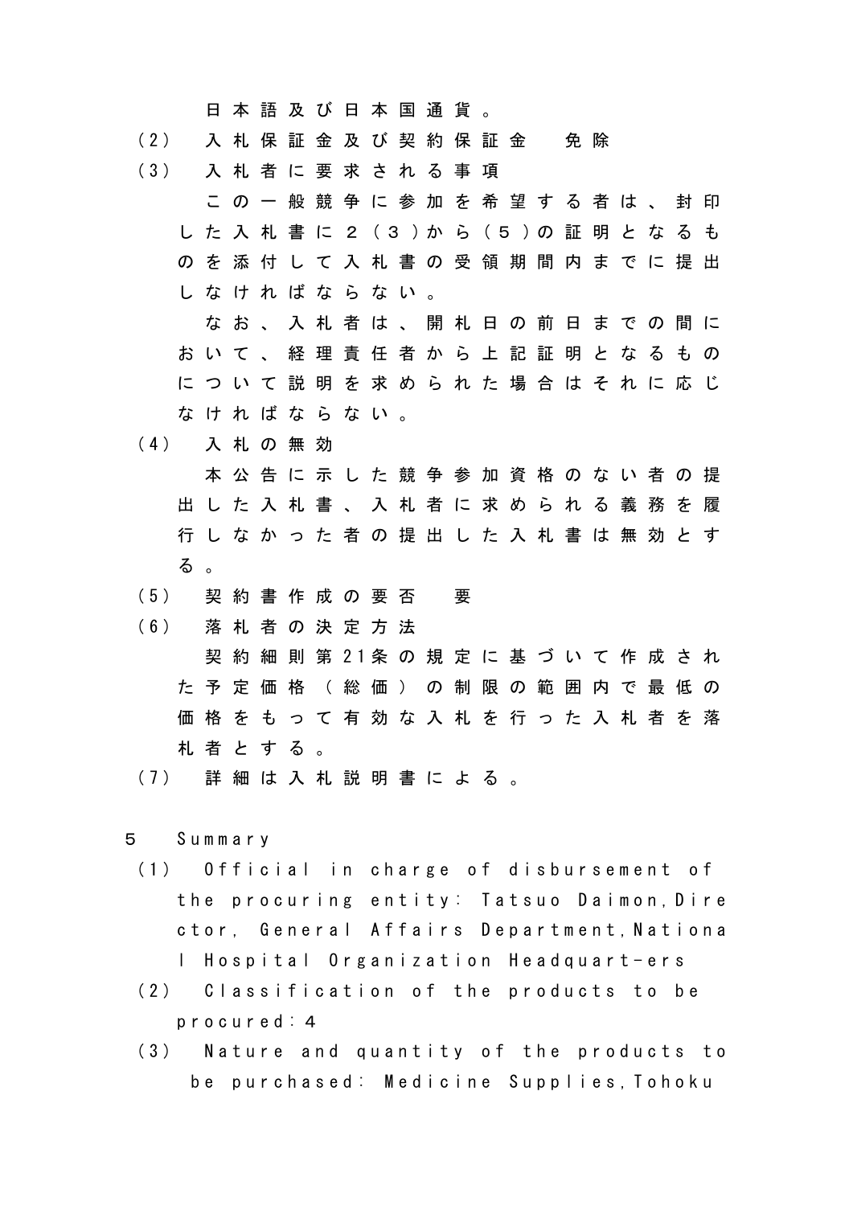日本語及び日本国通貨。

（2） 入札保証金及び契約保証金　免除

（3） 入札者に要求される事項

この一般競争に参加を希望する者は、封印した入札書に２（３）から（５）の証明となるものを添付して入札書の受領期間内までに提出しなければならない。

なお、入札者は、開札日の前日までの間において、経理責任者から上記証明となるものについて説明を求められた場合はそれに応じなければならない。

（4） 入札の無効

本公告に示した競争参加資格のない者の提出した入札書、入札者に求められる義務を履行しなかった者の提出した入札書は無効とする。

（5） 契約書作成の要否　要

（6） 落札者の決定方法

契約細則第21条の規定に基づいて作成された予定価格（総価）の制限の範囲内で最低の価格をもって有効な入札を行った入札者を落札者とする。

（7） 詳細は入札説明書による。

5 Summary

（1） Official in charge of disbursement of the procuring entity: Tatsuo Daimon,Director, General Affairs Department,National Hospital Organization Headquart-ers

（2） Classification of the products to be procured:4

（3） Nature and quantity of the products to be purchased: Medicine Supplies,Tohoku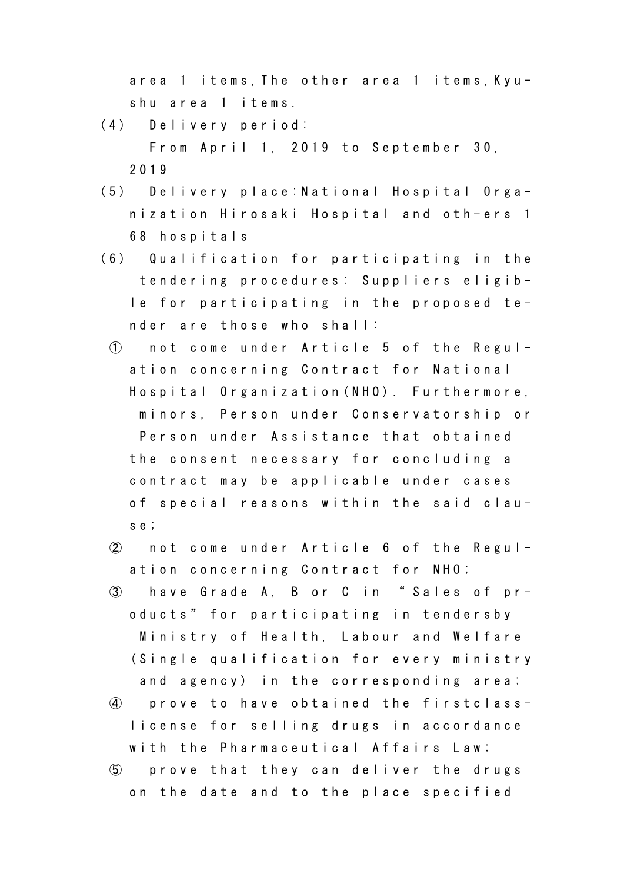area 1 items,The other area 1 items,Kyushu area 1 items.

(4) Delivery period:
From April 1, 2019 to September 30, 2019

(5) Delivery place:National Hospital Organization Hirosaki Hospital and oth-ers 168 hospitals

(6) Qualification for participating in the tendering procedures: Suppliers eligible for participating in the proposed tender are those who shall:

① not come under Article 5 of the Regulation concerning Contract for National Hospital Organization(NHO). Furthermore, minors, Person under Conservatorship or Person under Assistance that obtained the consent necessary for concluding a contract may be applicable under cases of special reasons within the said clause;

② not come under Article 6 of the Regulation concerning Contract for NHO;

③ have Grade A, B or C in "Sales of products" for participating in tendersby Ministry of Health, Labour and Welfare (Single qualification for every ministry and agency) in the corresponding area;

④ prove to have obtained the firstclass-license for selling drugs in accordance with the Pharmaceutical Affairs Law;

⑤ prove that they can deliver the drugs on the date and to the place specified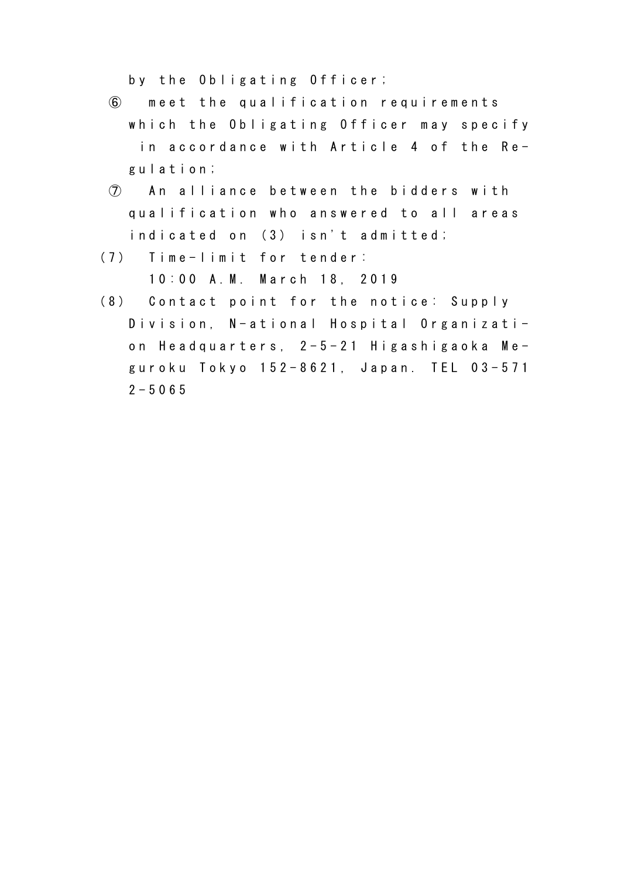by the Obligating Officer;

⑥ meet the qualification requirements which the Obligating Officer may specify in accordance with Article 4 of the Regulation;

⑦ An alliance between the bidders with qualification who answered to all areas indicated on (3) isn't admitted;

(7) Time-limit for tender:
10:00 A.M. March 18, 2019

(8) Contact point for the notice: Supply Division, N-ational Hospital Organization Headquarters, 2-5-21 Higashigaoka Meguroku Tokyo 152-8621, Japan. TEL 03-5712-5065